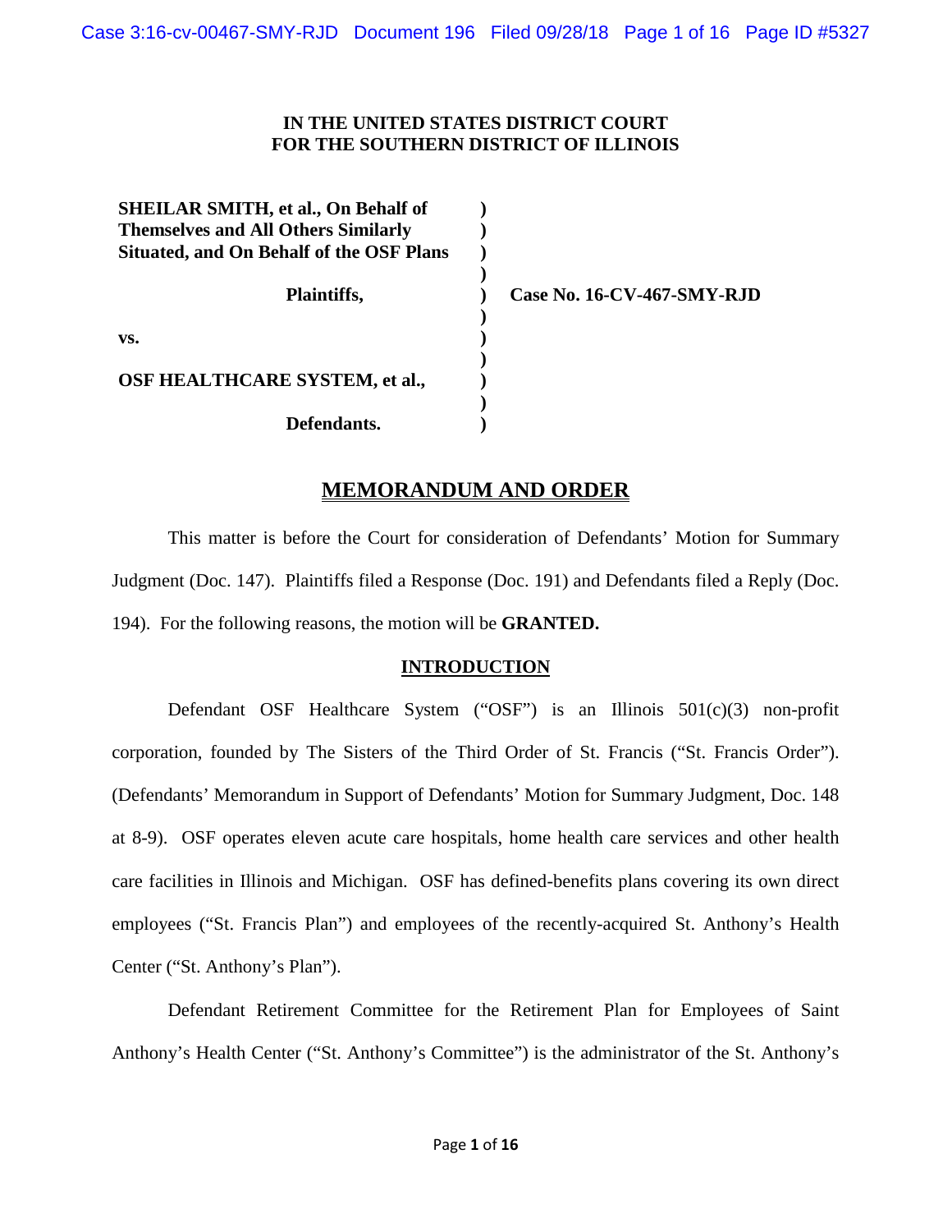**IN THE UNITED STATES DISTRICT COURT**
**FOR THE SOUTHERN DISTRICT OF ILLINOIS**

| | | |
|---|---|---|
| **SHEILAR SMITH, et al., On Behalf of Themselves and All Others Similarly Situated, and On Behalf of the OSF Plans** | ) | |
| **Plaintiffs,** | ) | **Case No. 16-CV-467-SMY-RJD** |
| **vs.** | ) | |
| **OSF HEALTHCARE SYSTEM, et al.,** | ) | |
| **Defendants.** | ) | |

# MEMORANDUM AND ORDER

This matter is before the Court for consideration of Defendants' Motion for Summary Judgment (Doc. 147). Plaintiffs filed a Response (Doc. 191) and Defendants filed a Reply (Doc. 194). For the following reasons, the motion will be **GRANTED.**

## INTRODUCTION

Defendant OSF Healthcare System ("OSF") is an Illinois 501(c)(3) non-profit corporation, founded by The Sisters of the Third Order of St. Francis ("St. Francis Order"). (Defendants' Memorandum in Support of Defendants' Motion for Summary Judgment, Doc. 148 at 8-9). OSF operates eleven acute care hospitals, home health care services and other health care facilities in Illinois and Michigan. OSF has defined-benefits plans covering its own direct employees ("St. Francis Plan") and employees of the recently-acquired St. Anthony's Health Center ("St. Anthony's Plan").

Defendant Retirement Committee for the Retirement Plan for Employees of Saint Anthony's Health Center ("St. Anthony's Committee") is the administrator of the St. Anthony's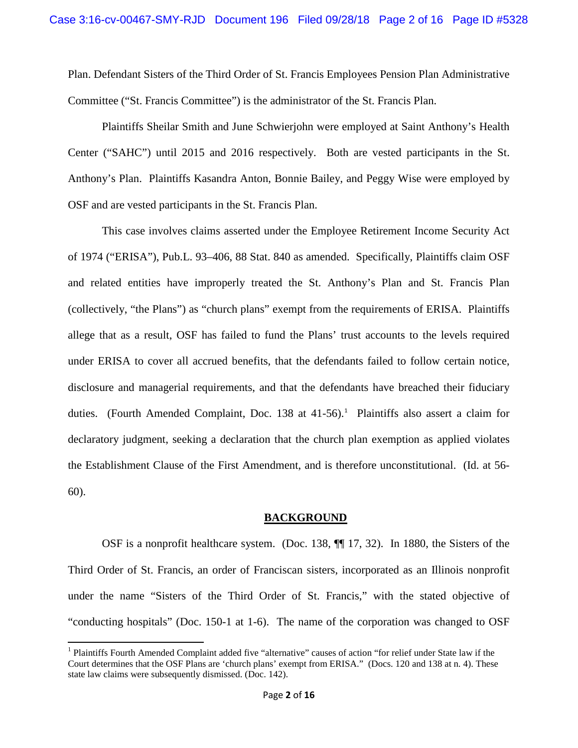Plan. Defendant Sisters of the Third Order of St. Francis Employees Pension Plan Administrative Committee ("St. Francis Committee") is the administrator of the St. Francis Plan.

Plaintiffs Sheilar Smith and June Schwierjohn were employed at Saint Anthony's Health Center ("SAHC") until 2015 and 2016 respectively. Both are vested participants in the St. Anthony's Plan. Plaintiffs Kasandra Anton, Bonnie Bailey, and Peggy Wise were employed by OSF and are vested participants in the St. Francis Plan.

This case involves claims asserted under the Employee Retirement Income Security Act of 1974 ("ERISA"), Pub.L. 93–406, 88 Stat. 840 as amended. Specifically, Plaintiffs claim OSF and related entities have improperly treated the St. Anthony's Plan and St. Francis Plan (collectively, "the Plans") as "church plans" exempt from the requirements of ERISA. Plaintiffs allege that as a result, OSF has failed to fund the Plans' trust accounts to the levels required under ERISA to cover all accrued benefits, that the defendants failed to follow certain notice, disclosure and managerial requirements, and that the defendants have breached their fiduciary duties. (Fourth Amended Complaint, Doc. 138 at 41-56).[1] Plaintiffs also assert a claim for declaratory judgment, seeking a declaration that the church plan exemption as applied violates the Establishment Clause of the First Amendment, and is therefore unconstitutional. (Id. at 56-60).

## BACKGROUND

OSF is a nonprofit healthcare system. (Doc. 138, ¶¶ 17, 32). In 1880, the Sisters of the Third Order of St. Francis, an order of Franciscan sisters, incorporated as an Illinois nonprofit under the name "Sisters of the Third Order of St. Francis," with the stated objective of "conducting hospitals" (Doc. 150-1 at 1-6). The name of the corporation was changed to OSF

[1] Plaintiffs Fourth Amended Complaint added five "alternative" causes of action "for relief under State law if the Court determines that the OSF Plans are 'church plans' exempt from ERISA." (Docs. 120 and 138 at n. 4). These state law claims were subsequently dismissed. (Doc. 142).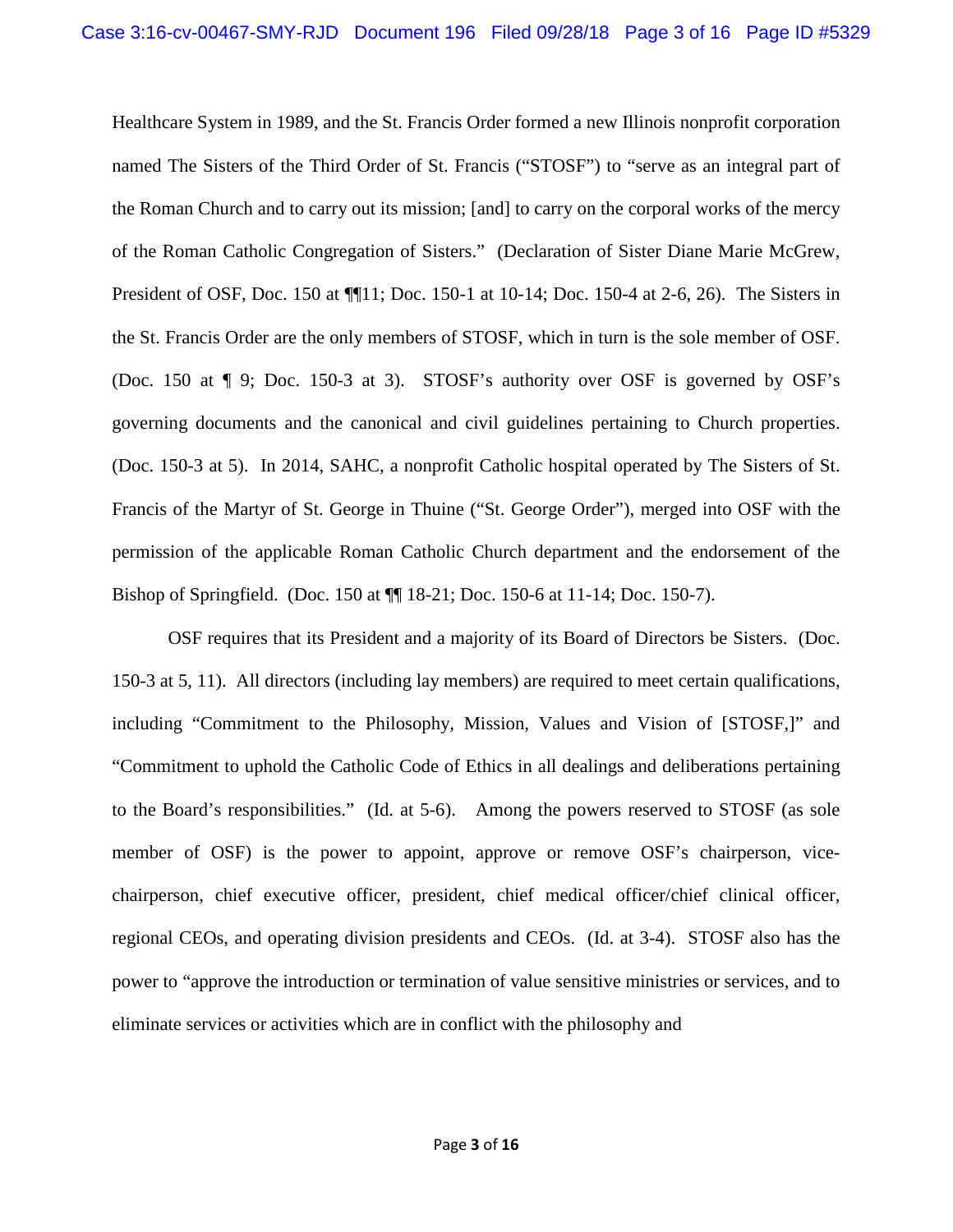Healthcare System in 1989, and the St. Francis Order formed a new Illinois nonprofit corporation named The Sisters of the Third Order of St. Francis ("STOSF") to "serve as an integral part of the Roman Church and to carry out its mission; [and] to carry on the corporal works of the mercy of the Roman Catholic Congregation of Sisters." (Declaration of Sister Diane Marie McGrew, President of OSF, Doc. 150 at ¶¶11; Doc. 150-1 at 10-14; Doc. 150-4 at 2-6, 26). The Sisters in the St. Francis Order are the only members of STOSF, which in turn is the sole member of OSF. (Doc. 150 at ¶ 9; Doc. 150-3 at 3). STOSF's authority over OSF is governed by OSF's governing documents and the canonical and civil guidelines pertaining to Church properties. (Doc. 150-3 at 5). In 2014, SAHC, a nonprofit Catholic hospital operated by The Sisters of St. Francis of the Martyr of St. George in Thuine ("St. George Order"), merged into OSF with the permission of the applicable Roman Catholic Church department and the endorsement of the Bishop of Springfield. (Doc. 150 at ¶¶ 18-21; Doc. 150-6 at 11-14; Doc. 150-7).

OSF requires that its President and a majority of its Board of Directors be Sisters. (Doc. 150-3 at 5, 11). All directors (including lay members) are required to meet certain qualifications, including "Commitment to the Philosophy, Mission, Values and Vision of [STOSF,]" and "Commitment to uphold the Catholic Code of Ethics in all dealings and deliberations pertaining to the Board's responsibilities." (Id. at 5-6). Among the powers reserved to STOSF (as sole member of OSF) is the power to appoint, approve or remove OSF's chairperson, vice-chairperson, chief executive officer, president, chief medical officer/chief clinical officer, regional CEOs, and operating division presidents and CEOs. (Id. at 3-4). STOSF also has the power to "approve the introduction or termination of value sensitive ministries or services, and to eliminate services or activities which are in conflict with the philosophy and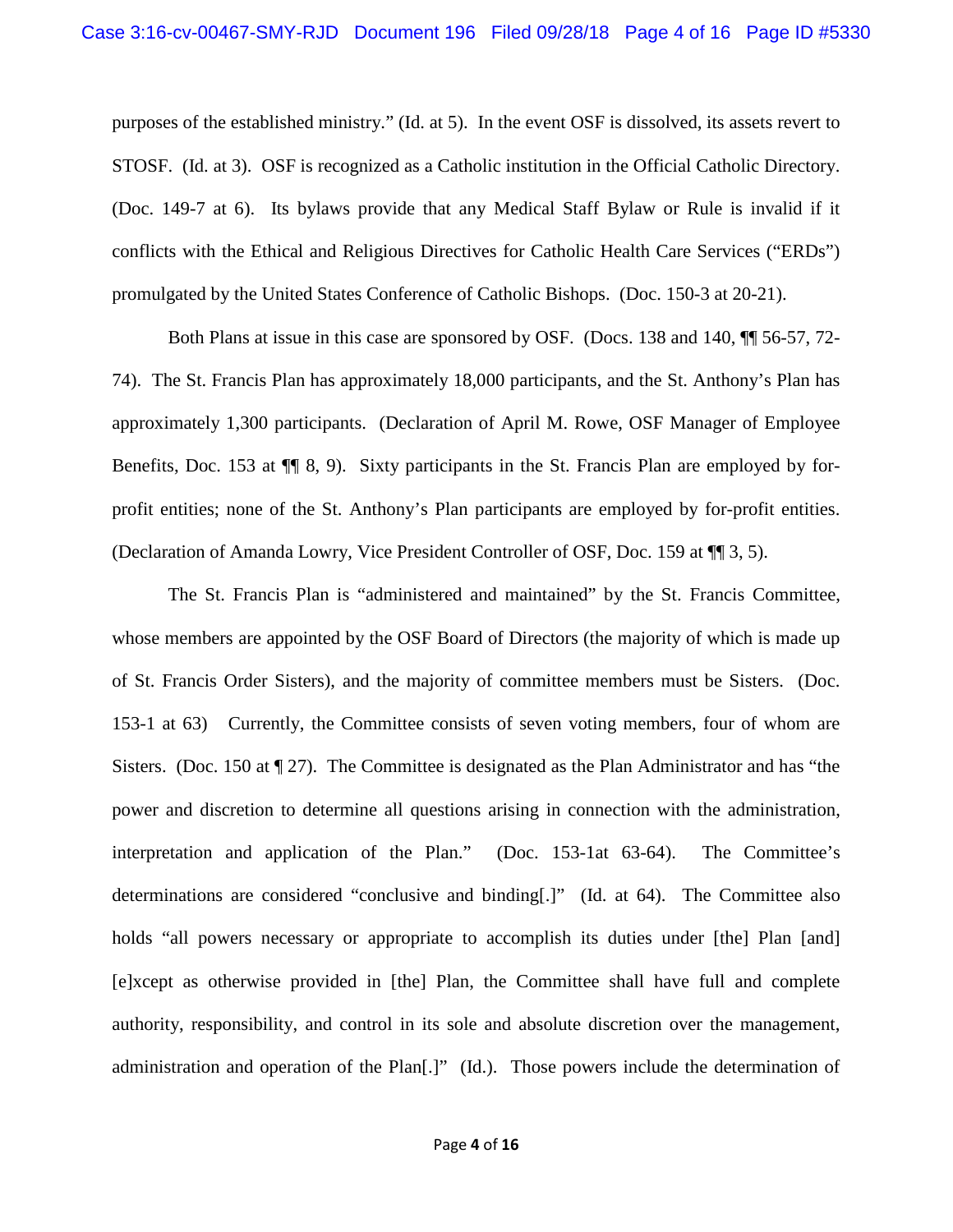purposes of the established ministry." (Id. at 5). In the event OSF is dissolved, its assets revert to STOSF. (Id. at 3). OSF is recognized as a Catholic institution in the Official Catholic Directory. (Doc. 149-7 at 6). Its bylaws provide that any Medical Staff Bylaw or Rule is invalid if it conflicts with the Ethical and Religious Directives for Catholic Health Care Services ("ERDs") promulgated by the United States Conference of Catholic Bishops. (Doc. 150-3 at 20-21).

Both Plans at issue in this case are sponsored by OSF. (Docs. 138 and 140, ¶¶ 56-57, 72-74). The St. Francis Plan has approximately 18,000 participants, and the St. Anthony's Plan has approximately 1,300 participants. (Declaration of April M. Rowe, OSF Manager of Employee Benefits, Doc. 153 at ¶¶ 8, 9). Sixty participants in the St. Francis Plan are employed by for-profit entities; none of the St. Anthony's Plan participants are employed by for-profit entities. (Declaration of Amanda Lowry, Vice President Controller of OSF, Doc. 159 at ¶¶ 3, 5).

The St. Francis Plan is "administered and maintained" by the St. Francis Committee, whose members are appointed by the OSF Board of Directors (the majority of which is made up of St. Francis Order Sisters), and the majority of committee members must be Sisters. (Doc. 153-1 at 63) Currently, the Committee consists of seven voting members, four of whom are Sisters. (Doc. 150 at ¶ 27). The Committee is designated as the Plan Administrator and has "the power and discretion to determine all questions arising in connection with the administration, interpretation and application of the Plan." (Doc. 153-1at 63-64). The Committee's determinations are considered "conclusive and binding[.]" (Id. at 64). The Committee also holds "all powers necessary or appropriate to accomplish its duties under [the] Plan [and] [e]xcept as otherwise provided in [the] Plan, the Committee shall have full and complete authority, responsibility, and control in its sole and absolute discretion over the management, administration and operation of the Plan[.]" (Id.). Those powers include the determination of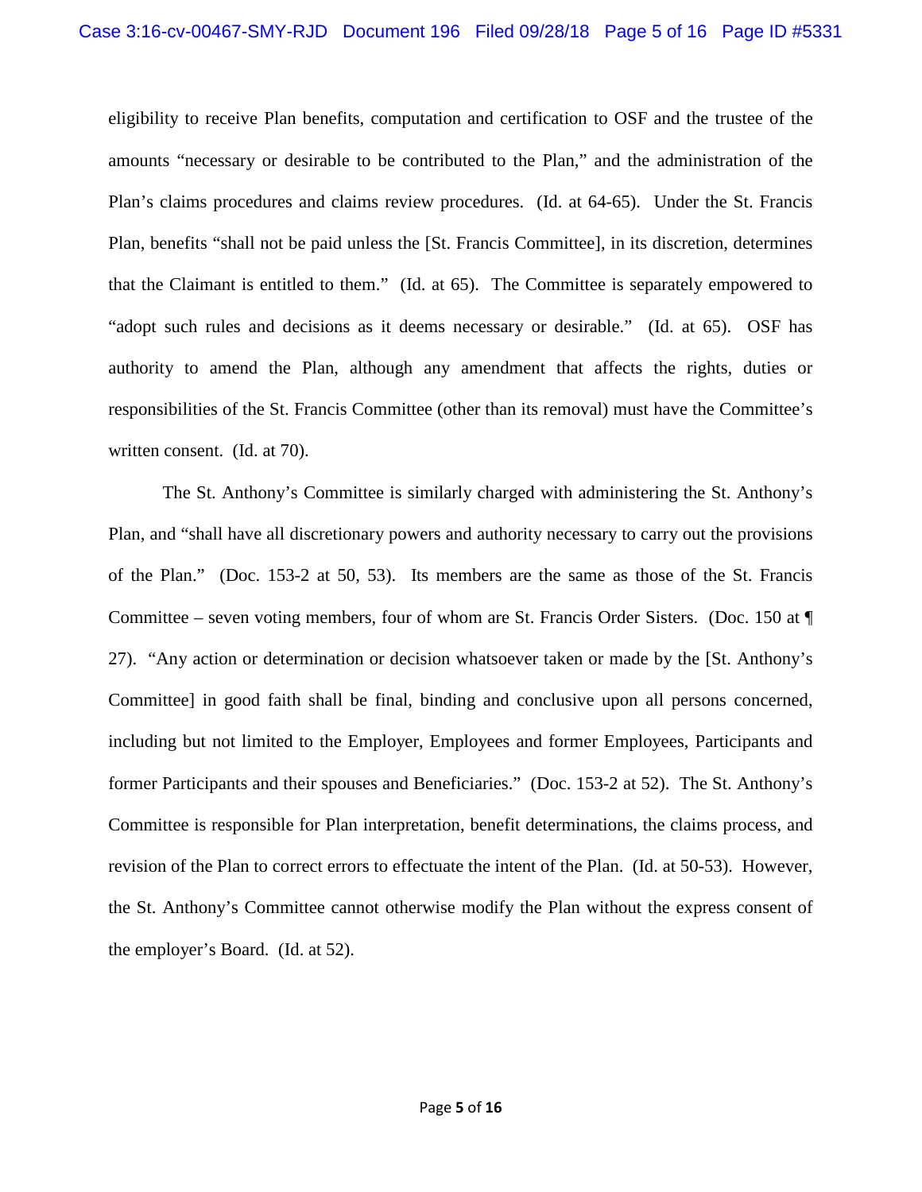eligibility to receive Plan benefits, computation and certification to OSF and the trustee of the amounts "necessary or desirable to be contributed to the Plan," and the administration of the Plan's claims procedures and claims review procedures. (Id. at 64-65). Under the St. Francis Plan, benefits "shall not be paid unless the [St. Francis Committee], in its discretion, determines that the Claimant is entitled to them." (Id. at 65). The Committee is separately empowered to "adopt such rules and decisions as it deems necessary or desirable." (Id. at 65). OSF has authority to amend the Plan, although any amendment that affects the rights, duties or responsibilities of the St. Francis Committee (other than its removal) must have the Committee's written consent. (Id. at 70).

The St. Anthony's Committee is similarly charged with administering the St. Anthony's Plan, and "shall have all discretionary powers and authority necessary to carry out the provisions of the Plan." (Doc. 153-2 at 50, 53). Its members are the same as those of the St. Francis Committee – seven voting members, four of whom are St. Francis Order Sisters. (Doc. 150 at ¶ 27). "Any action or determination or decision whatsoever taken or made by the [St. Anthony's Committee] in good faith shall be final, binding and conclusive upon all persons concerned, including but not limited to the Employer, Employees and former Employees, Participants and former Participants and their spouses and Beneficiaries." (Doc. 153-2 at 52). The St. Anthony's Committee is responsible for Plan interpretation, benefit determinations, the claims process, and revision of the Plan to correct errors to effectuate the intent of the Plan. (Id. at 50-53). However, the St. Anthony's Committee cannot otherwise modify the Plan without the express consent of the employer's Board. (Id. at 52).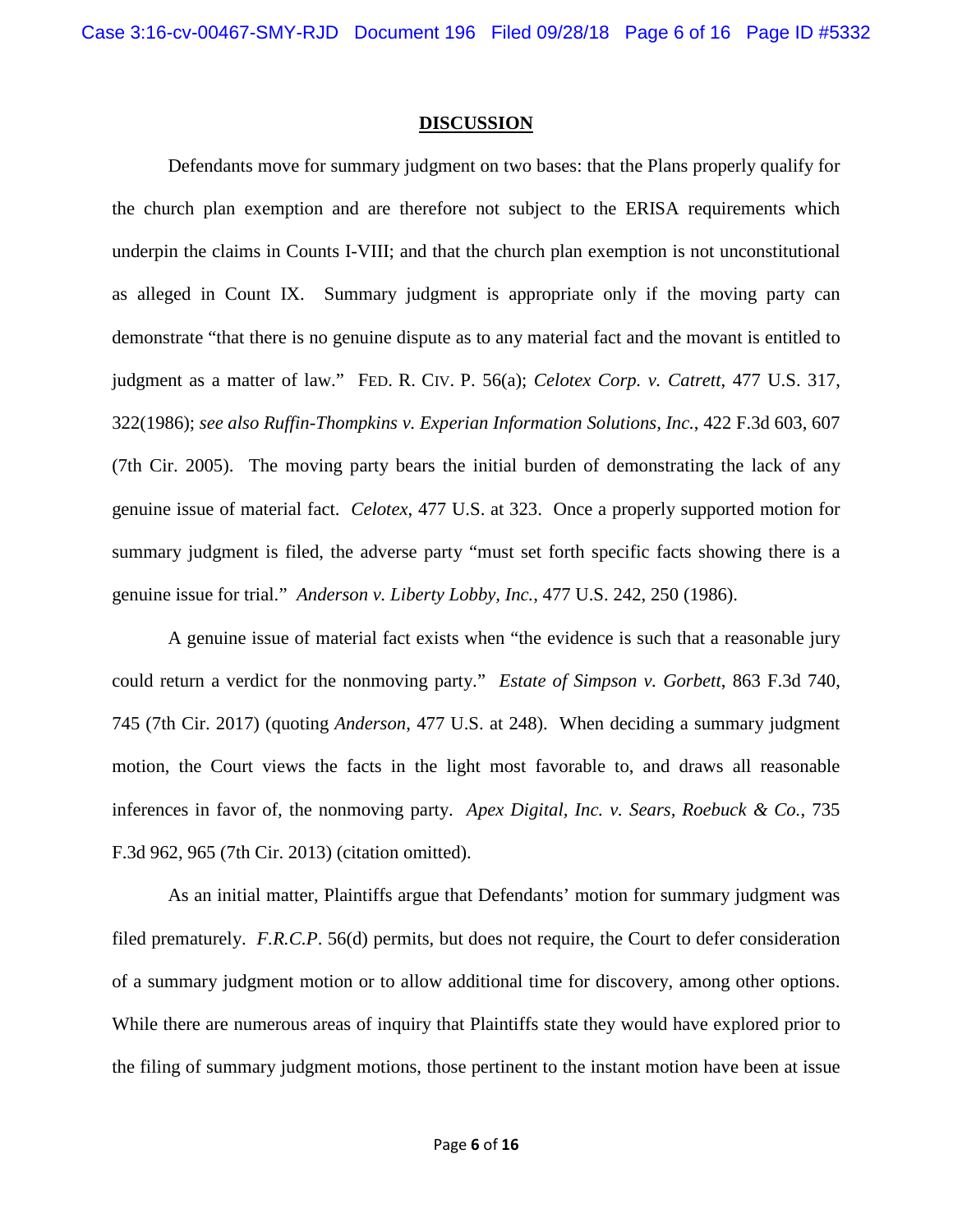## DISCUSSION

Defendants move for summary judgment on two bases: that the Plans properly qualify for the church plan exemption and are therefore not subject to the ERISA requirements which underpin the claims in Counts I-VIII; and that the church plan exemption is not unconstitutional as alleged in Count IX. Summary judgment is appropriate only if the moving party can demonstrate "that there is no genuine dispute as to any material fact and the movant is entitled to judgment as a matter of law." FED. R. CIV. P. 56(a); *Celotex Corp. v. Catrett*, 477 U.S. 317, 322(1986); *see also Ruffin-Thompkins v. Experian Information Solutions, Inc.*, 422 F.3d 603, 607 (7th Cir. 2005). The moving party bears the initial burden of demonstrating the lack of any genuine issue of material fact. *Celotex*, 477 U.S. at 323. Once a properly supported motion for summary judgment is filed, the adverse party "must set forth specific facts showing there is a genuine issue for trial." *Anderson v. Liberty Lobby, Inc.*, 477 U.S. 242, 250 (1986).

A genuine issue of material fact exists when "the evidence is such that a reasonable jury could return a verdict for the nonmoving party." *Estate of Simpson v. Gorbett*, 863 F.3d 740, 745 (7th Cir. 2017) (quoting *Anderson*, 477 U.S. at 248). When deciding a summary judgment motion, the Court views the facts in the light most favorable to, and draws all reasonable inferences in favor of, the nonmoving party. *Apex Digital, Inc. v. Sears, Roebuck & Co.*, 735 F.3d 962, 965 (7th Cir. 2013) (citation omitted).

As an initial matter, Plaintiffs argue that Defendants' motion for summary judgment was filed prematurely. *F.R.C.P*. 56(d) permits, but does not require, the Court to defer consideration of a summary judgment motion or to allow additional time for discovery, among other options. While there are numerous areas of inquiry that Plaintiffs state they would have explored prior to the filing of summary judgment motions, those pertinent to the instant motion have been at issue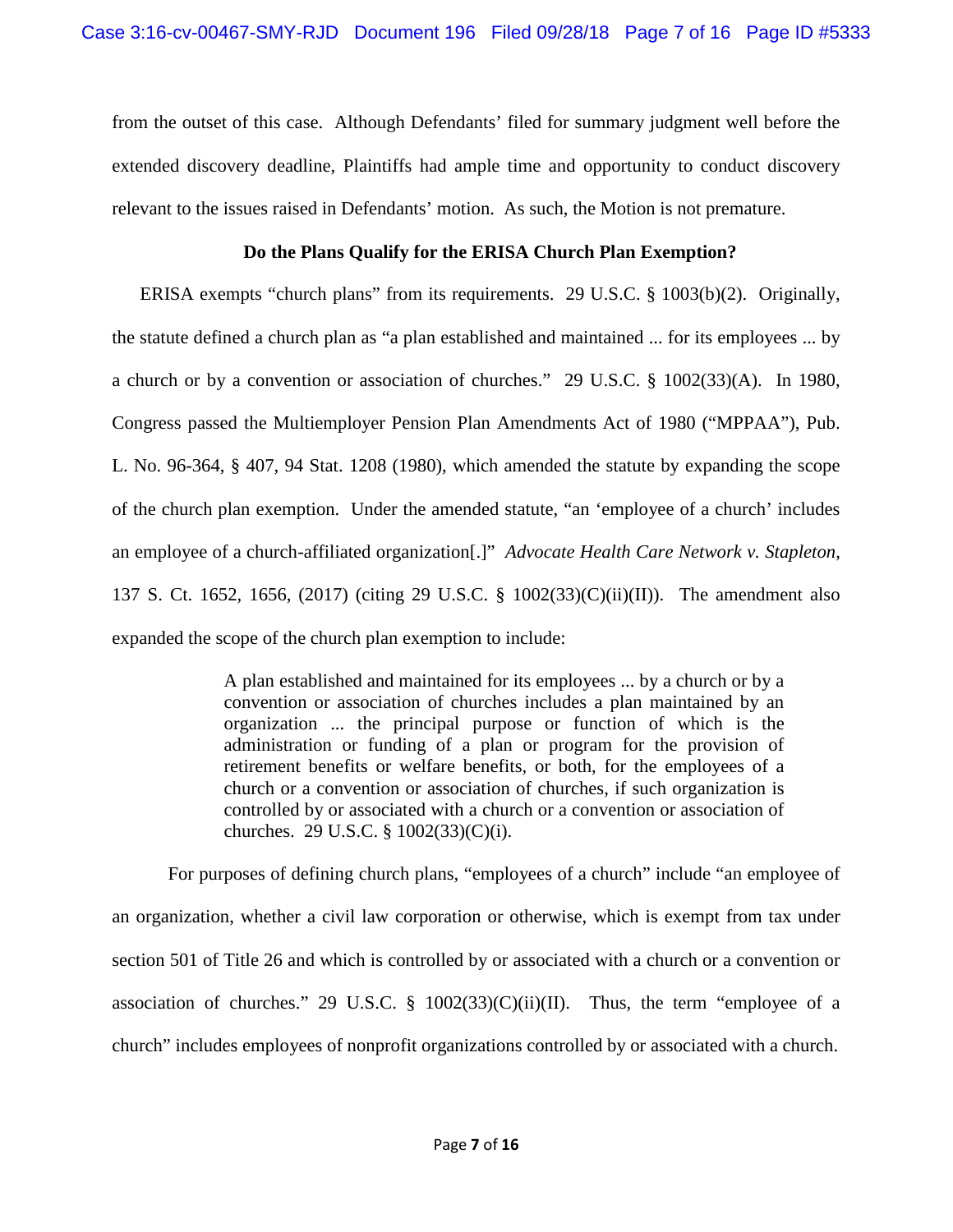from the outset of this case. Although Defendants' filed for summary judgment well before the extended discovery deadline, Plaintiffs had ample time and opportunity to conduct discovery relevant to the issues raised in Defendants' motion. As such, the Motion is not premature.

**Do the Plans Qualify for the ERISA Church Plan Exemption?**

ERISA exempts "church plans" from its requirements. 29 U.S.C. § 1003(b)(2). Originally, the statute defined a church plan as "a plan established and maintained ... for its employees ... by a church or by a convention or association of churches." 29 U.S.C. § 1002(33)(A). In 1980, Congress passed the Multiemployer Pension Plan Amendments Act of 1980 ("MPPAA"), Pub. L. No. 96-364, § 407, 94 Stat. 1208 (1980), which amended the statute by expanding the scope of the church plan exemption. Under the amended statute, "an 'employee of a church' includes an employee of a church-affiliated organization[.]" *Advocate Health Care Network v. Stapleton*, 137 S. Ct. 1652, 1656, (2017) (citing 29 U.S.C. § 1002(33)(C)(ii)(II)). The amendment also expanded the scope of the church plan exemption to include:

> A plan established and maintained for its employees ... by a church or by a convention or association of churches includes a plan maintained by an organization ... the principal purpose or function of which is the administration or funding of a plan or program for the provision of retirement benefits or welfare benefits, or both, for the employees of a church or a convention or association of churches, if such organization is controlled by or associated with a church or a convention or association of churches. 29 U.S.C. § 1002(33)(C)(i).

For purposes of defining church plans, "employees of a church" include "an employee of an organization, whether a civil law corporation or otherwise, which is exempt from tax under section 501 of Title 26 and which is controlled by or associated with a church or a convention or association of churches." 29 U.S.C. § 1002(33)(C)(ii)(II). Thus, the term "employee of a church" includes employees of nonprofit organizations controlled by or associated with a church.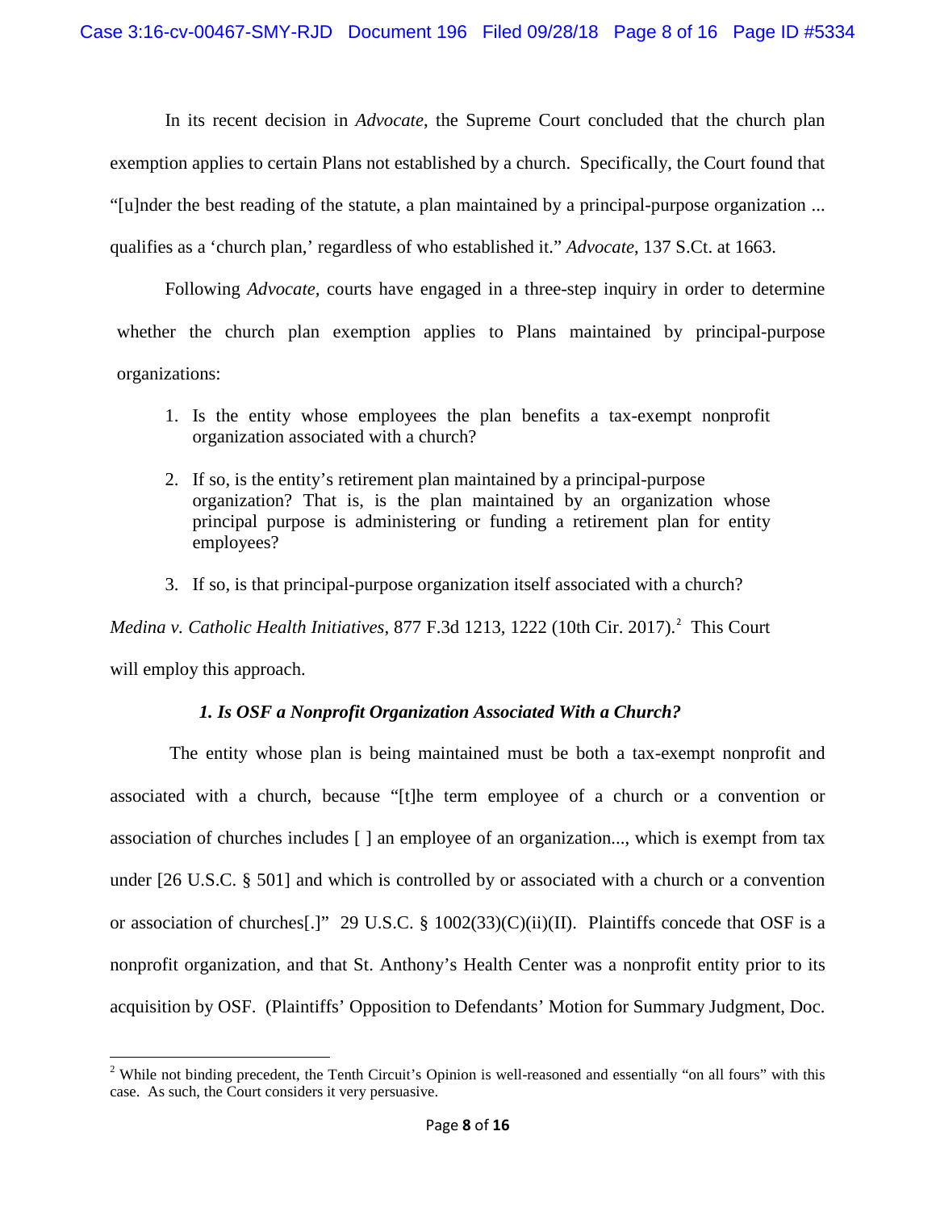In its recent decision in *Advocate*, the Supreme Court concluded that the church plan exemption applies to certain Plans not established by a church. Specifically, the Court found that "[u]nder the best reading of the statute, a plan maintained by a principal-purpose organization ... qualifies as a 'church plan,' regardless of who established it." *Advocate*, 137 S.Ct. at 1663.

Following *Advocate*, courts have engaged in a three-step inquiry in order to determine whether the church plan exemption applies to Plans maintained by principal-purpose organizations:

1. Is the entity whose employees the plan benefits a tax-exempt nonprofit organization associated with a church?

2. If so, is the entity's retirement plan maintained by a principal-purpose organization? That is, is the plan maintained by an organization whose principal purpose is administering or funding a retirement plan for entity employees?

3. If so, is that principal-purpose organization itself associated with a church?

*Medina v. Catholic Health Initiatives*, 877 F.3d 1213, 1222 (10th Cir. 2017).[2] This Court will employ this approach.

### *1. Is OSF a Nonprofit Organization Associated With a Church?*

The entity whose plan is being maintained must be both a tax-exempt nonprofit and associated with a church, because "[t]he term employee of a church or a convention or association of churches includes [ ] an employee of an organization..., which is exempt from tax under [26 U.S.C. § 501] and which is controlled by or associated with a church or a convention or association of churches[.]" 29 U.S.C. § 1002(33)(C)(ii)(II). Plaintiffs concede that OSF is a nonprofit organization, and that St. Anthony's Health Center was a nonprofit entity prior to its acquisition by OSF. (Plaintiffs' Opposition to Defendants' Motion for Summary Judgment, Doc.

---

[2] While not binding precedent, the Tenth Circuit's Opinion is well-reasoned and essentially "on all fours" with this case. As such, the Court considers it very persuasive.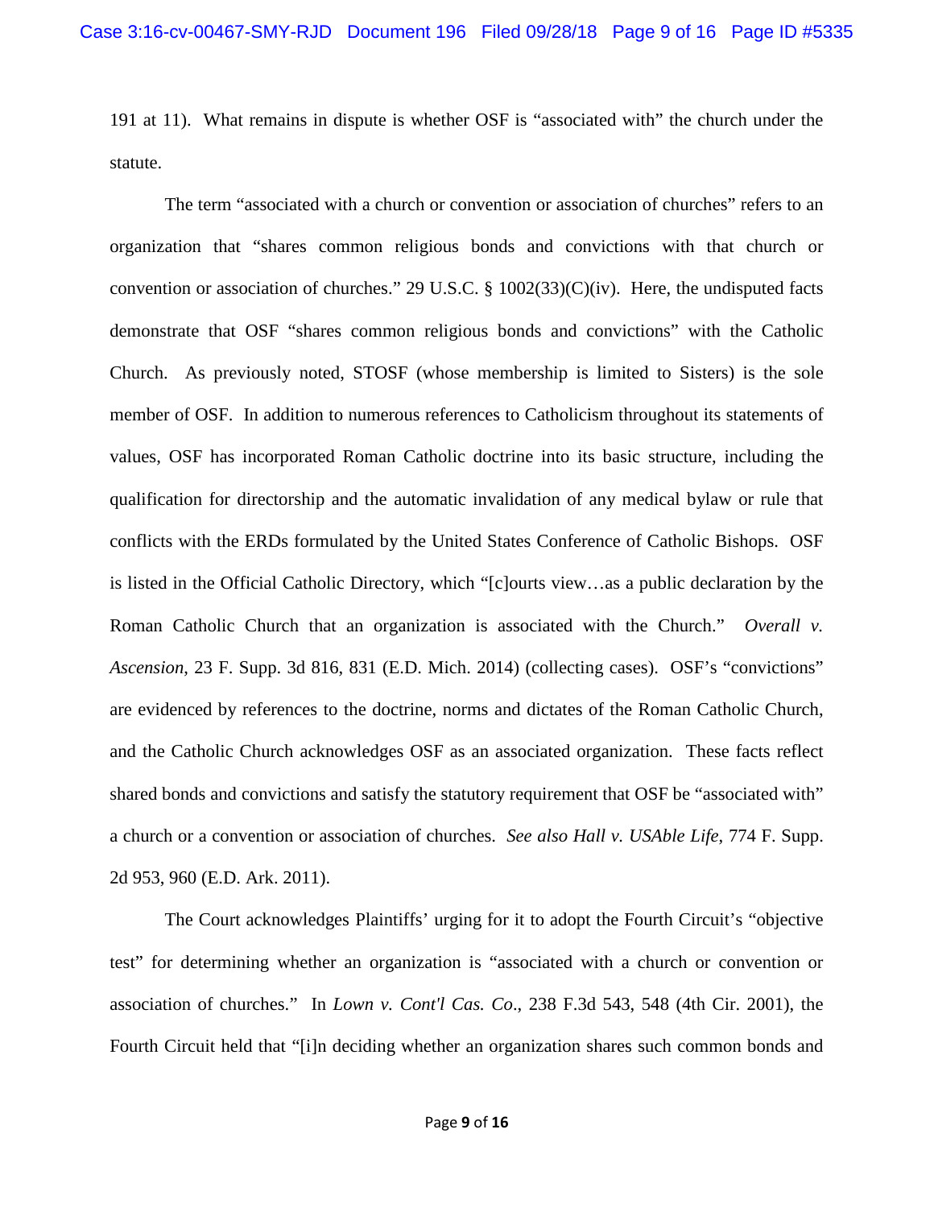191 at 11). What remains in dispute is whether OSF is "associated with" the church under the statute.

The term "associated with a church or convention or association of churches" refers to an organization that "shares common religious bonds and convictions with that church or convention or association of churches." 29 U.S.C. § 1002(33)(C)(iv). Here, the undisputed facts demonstrate that OSF "shares common religious bonds and convictions" with the Catholic Church. As previously noted, STOSF (whose membership is limited to Sisters) is the sole member of OSF. In addition to numerous references to Catholicism throughout its statements of values, OSF has incorporated Roman Catholic doctrine into its basic structure, including the qualification for directorship and the automatic invalidation of any medical bylaw or rule that conflicts with the ERDs formulated by the United States Conference of Catholic Bishops. OSF is listed in the Official Catholic Directory, which "[c]ourts view…as a public declaration by the Roman Catholic Church that an organization is associated with the Church." *Overall v. Ascension*, 23 F. Supp. 3d 816, 831 (E.D. Mich. 2014) (collecting cases). OSF's "convictions" are evidenced by references to the doctrine, norms and dictates of the Roman Catholic Church, and the Catholic Church acknowledges OSF as an associated organization. These facts reflect shared bonds and convictions and satisfy the statutory requirement that OSF be "associated with" a church or a convention or association of churches. *See also Hall v. USAble Life*, 774 F. Supp. 2d 953, 960 (E.D. Ark. 2011).

The Court acknowledges Plaintiffs' urging for it to adopt the Fourth Circuit's "objective test" for determining whether an organization is "associated with a church or convention or association of churches." In *Lown v. Cont'l Cas. Co*., 238 F.3d 543, 548 (4th Cir. 2001), the Fourth Circuit held that "[i]n deciding whether an organization shares such common bonds and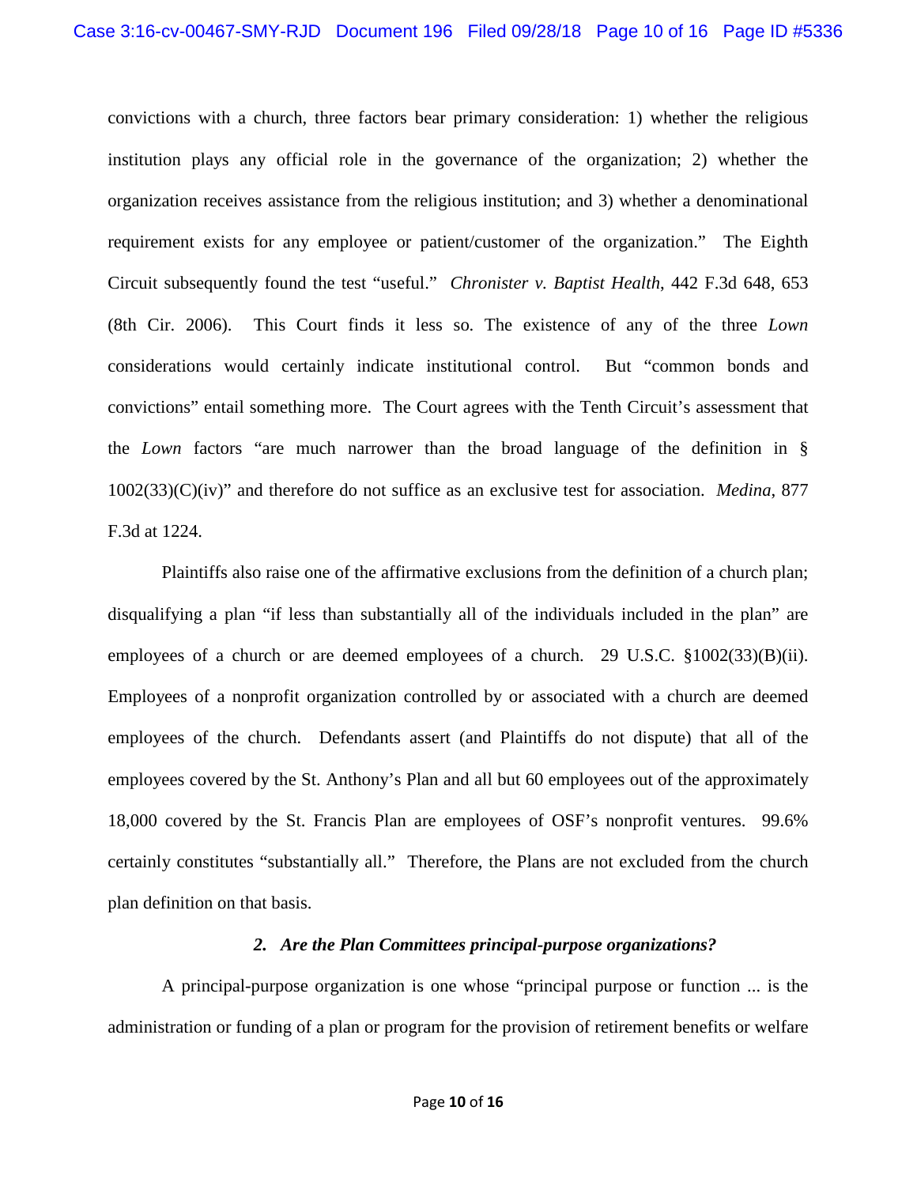convictions with a church, three factors bear primary consideration: 1) whether the religious institution plays any official role in the governance of the organization; 2) whether the organization receives assistance from the religious institution; and 3) whether a denominational requirement exists for any employee or patient/customer of the organization." The Eighth Circuit subsequently found the test "useful." *Chronister v. Baptist Health*, 442 F.3d 648, 653 (8th Cir. 2006). This Court finds it less so. The existence of any of the three *Lown* considerations would certainly indicate institutional control. But "common bonds and convictions" entail something more. The Court agrees with the Tenth Circuit's assessment that the *Lown* factors "are much narrower than the broad language of the definition in § 1002(33)(C)(iv)" and therefore do not suffice as an exclusive test for association. *Medina*, 877 F.3d at 1224.

Plaintiffs also raise one of the affirmative exclusions from the definition of a church plan; disqualifying a plan "if less than substantially all of the individuals included in the plan" are employees of a church or are deemed employees of a church. 29 U.S.C. §1002(33)(B)(ii). Employees of a nonprofit organization controlled by or associated with a church are deemed employees of the church. Defendants assert (and Plaintiffs do not dispute) that all of the employees covered by the St. Anthony's Plan and all but 60 employees out of the approximately 18,000 covered by the St. Francis Plan are employees of OSF's nonprofit ventures. 99.6% certainly constitutes "substantially all." Therefore, the Plans are not excluded from the church plan definition on that basis.

### *2. Are the Plan Committees principal-purpose organizations?*

A principal-purpose organization is one whose "principal purpose or function ... is the administration or funding of a plan or program for the provision of retirement benefits or welfare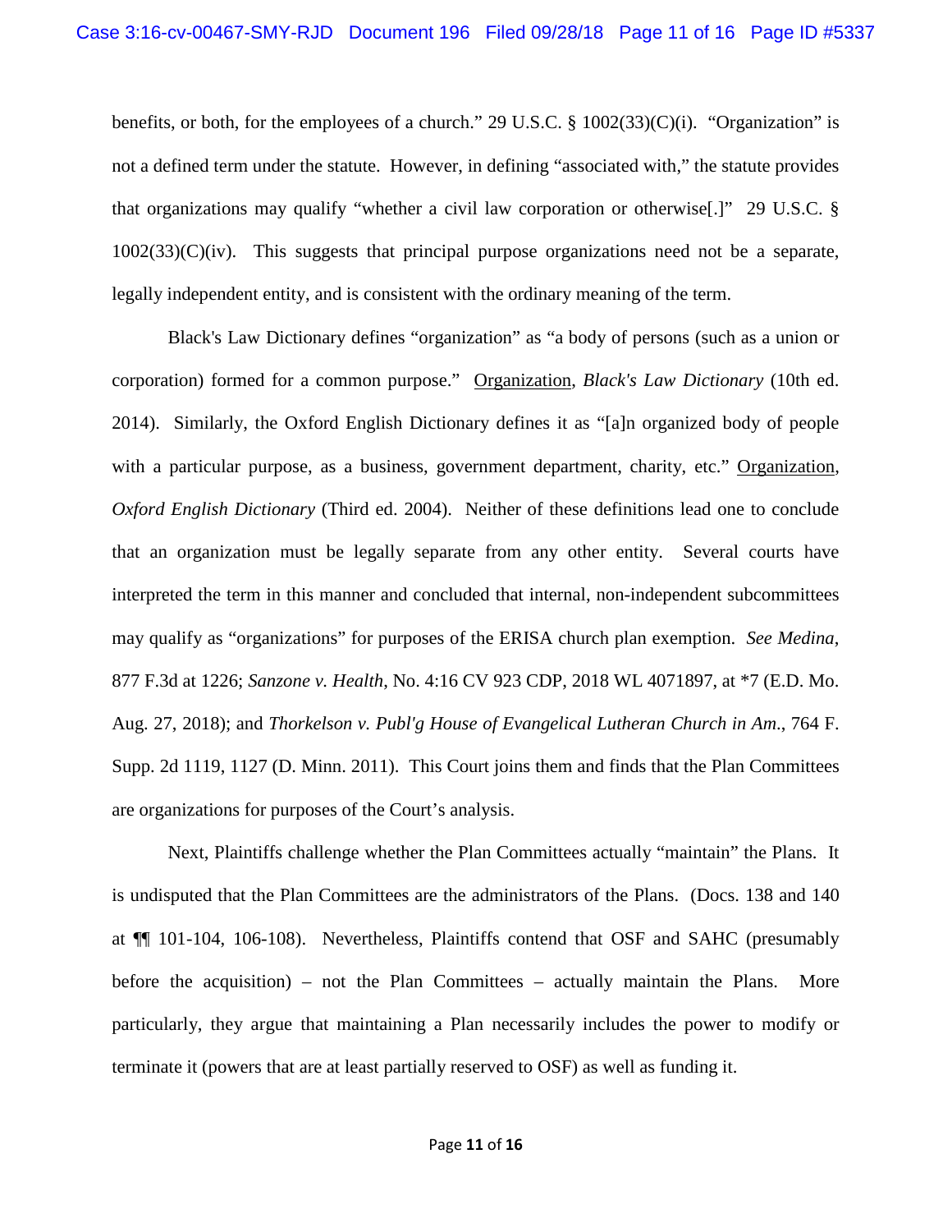benefits, or both, for the employees of a church." 29 U.S.C. § 1002(33)(C)(i). "Organization" is not a defined term under the statute. However, in defining "associated with," the statute provides that organizations may qualify "whether a civil law corporation or otherwise[.]" 29 U.S.C. § 1002(33)(C)(iv). This suggests that principal purpose organizations need not be a separate, legally independent entity, and is consistent with the ordinary meaning of the term.

Black's Law Dictionary defines "organization" as "a body of persons (such as a union or corporation) formed for a common purpose." Organization, *Black's Law Dictionary* (10th ed. 2014). Similarly, the Oxford English Dictionary defines it as "[a]n organized body of people with a particular purpose, as a business, government department, charity, etc." Organization, *Oxford English Dictionary* (Third ed. 2004). Neither of these definitions lead one to conclude that an organization must be legally separate from any other entity. Several courts have interpreted the term in this manner and concluded that internal, non-independent subcommittees may qualify as "organizations" for purposes of the ERISA church plan exemption. *See Medina*, 877 F.3d at 1226; *Sanzone v. Health*, No. 4:16 CV 923 CDP, 2018 WL 4071897, at *7 (E.D. Mo. Aug. 27, 2018); and *Thorkelson v. Publ'g House of Evangelical Lutheran Church in Am.*, 764 F. Supp. 2d 1119, 1127 (D. Minn. 2011). This Court joins them and finds that the Plan Committees are organizations for purposes of the Court's analysis.

Next, Plaintiffs challenge whether the Plan Committees actually "maintain" the Plans. It is undisputed that the Plan Committees are the administrators of the Plans. (Docs. 138 and 140 at ¶¶ 101-104, 106-108). Nevertheless, Plaintiffs contend that OSF and SAHC (presumably before the acquisition) – not the Plan Committees – actually maintain the Plans. More particularly, they argue that maintaining a Plan necessarily includes the power to modify or terminate it (powers that are at least partially reserved to OSF) as well as funding it.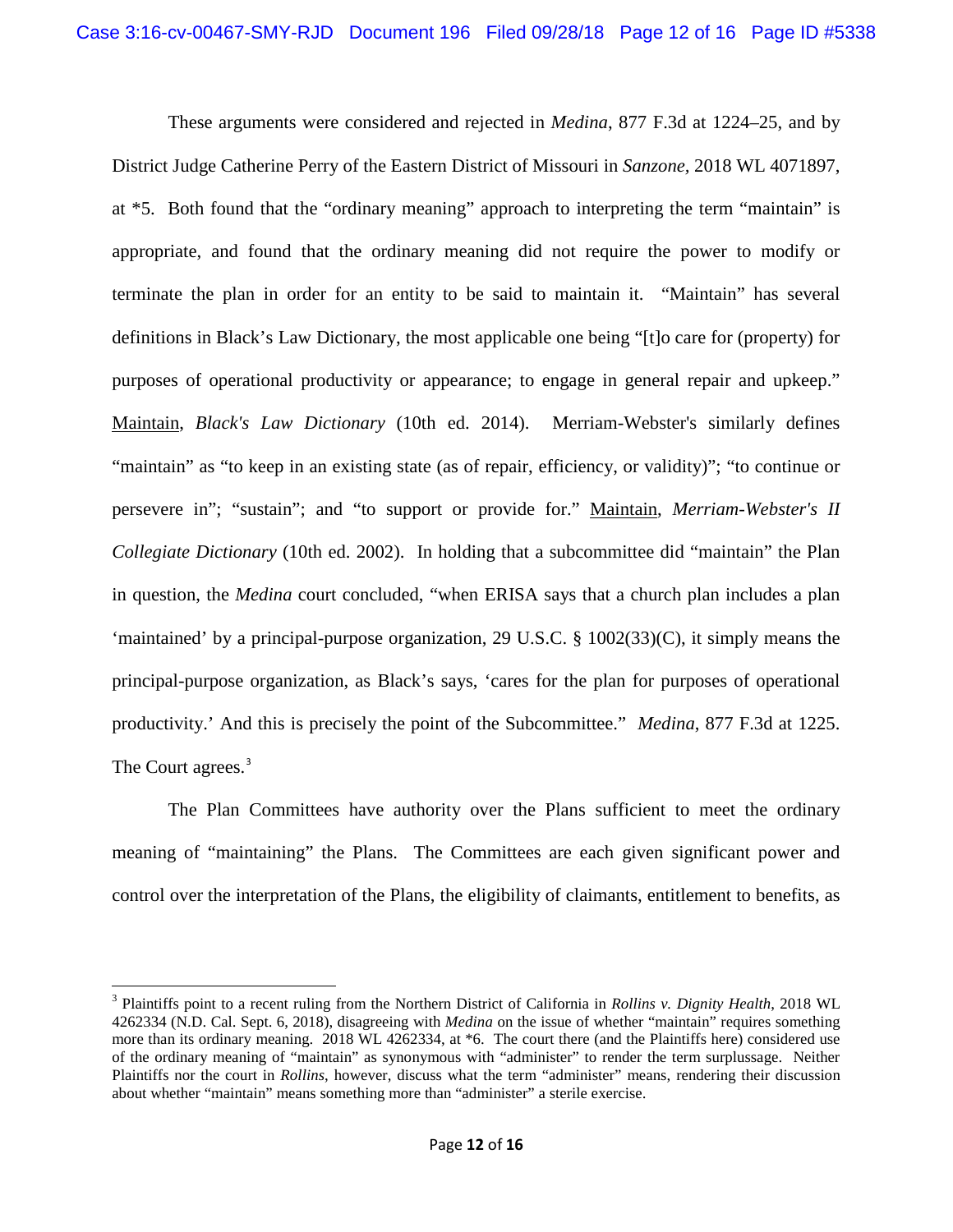These arguments were considered and rejected in *Medina*, 877 F.3d at 1224–25, and by District Judge Catherine Perry of the Eastern District of Missouri in *Sanzone*, 2018 WL 4071897, at *5. Both found that the "ordinary meaning" approach to interpreting the term "maintain" is appropriate, and found that the ordinary meaning did not require the power to modify or terminate the plan in order for an entity to be said to maintain it. "Maintain" has several definitions in Black's Law Dictionary, the most applicable one being "[t]o care for (property) for purposes of operational productivity or appearance; to engage in general repair and upkeep." Maintain, *Black's Law Dictionary* (10th ed. 2014). Merriam-Webster's similarly defines "maintain" as "to keep in an existing state (as of repair, efficiency, or validity)"; "to continue or persevere in"; "sustain"; and "to support or provide for." Maintain, *Merriam-Webster's II Collegiate Dictionary* (10th ed. 2002). In holding that a subcommittee did "maintain" the Plan in question, the *Medina* court concluded, "when ERISA says that a church plan includes a plan 'maintained' by a principal-purpose organization, 29 U.S.C. § 1002(33)(C), it simply means the principal-purpose organization, as Black's says, 'cares for the plan for purposes of operational productivity.' And this is precisely the point of the Subcommittee." *Medina*, 877 F.3d at 1225. The Court agrees.[3]

The Plan Committees have authority over the Plans sufficient to meet the ordinary meaning of "maintaining" the Plans. The Committees are each given significant power and control over the interpretation of the Plans, the eligibility of claimants, entitlement to benefits, as

---

[3] Plaintiffs point to a recent ruling from the Northern District of California in *Rollins v. Dignity Health*, 2018 WL 4262334 (N.D. Cal. Sept. 6, 2018), disagreeing with *Medina* on the issue of whether "maintain" requires something more than its ordinary meaning. 2018 WL 4262334, at *6. The court there (and the Plaintiffs here) considered use of the ordinary meaning of "maintain" as synonymous with "administer" to render the term surplussage. Neither Plaintiffs nor the court in *Rollins*, however, discuss what the term "administer" means, rendering their discussion about whether "maintain" means something more than "administer" a sterile exercise.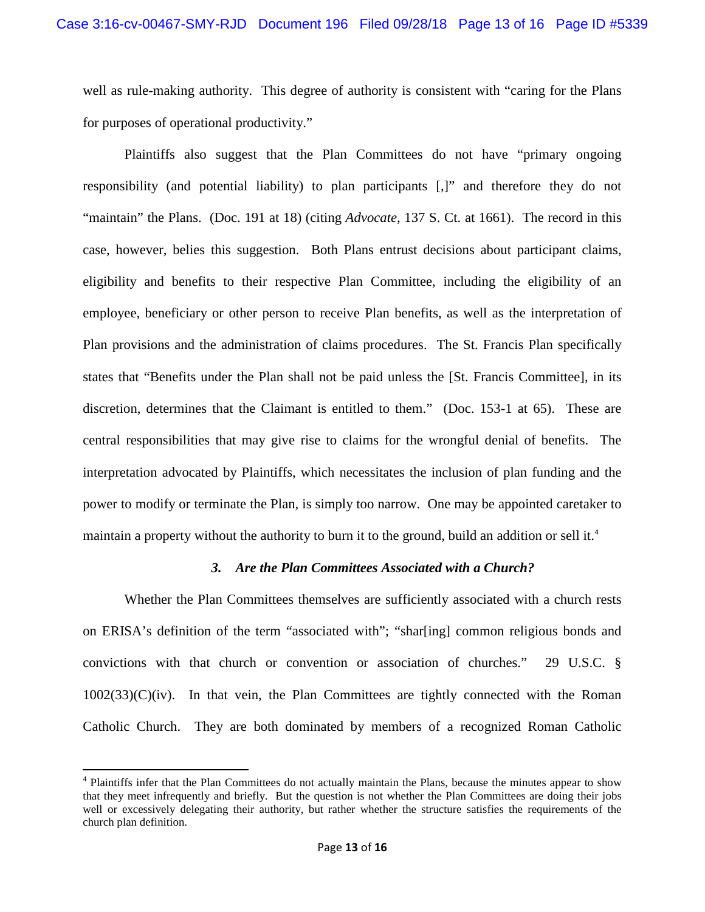well as rule-making authority. This degree of authority is consistent with "caring for the Plans for purposes of operational productivity."

Plaintiffs also suggest that the Plan Committees do not have "primary ongoing responsibility (and potential liability) to plan participants [,]" and therefore they do not "maintain" the Plans. (Doc. 191 at 18) (citing *Advocate*, 137 S. Ct. at 1661). The record in this case, however, belies this suggestion. Both Plans entrust decisions about participant claims, eligibility and benefits to their respective Plan Committee, including the eligibility of an employee, beneficiary or other person to receive Plan benefits, as well as the interpretation of Plan provisions and the administration of claims procedures. The St. Francis Plan specifically states that "Benefits under the Plan shall not be paid unless the [St. Francis Committee], in its discretion, determines that the Claimant is entitled to them." (Doc. 153-1 at 65). These are central responsibilities that may give rise to claims for the wrongful denial of benefits. The interpretation advocated by Plaintiffs, which necessitates the inclusion of plan funding and the power to modify or terminate the Plan, is simply too narrow. One may be appointed caretaker to maintain a property without the authority to burn it to the ground, build an addition or sell it.[4]

### *3. Are the Plan Committees Associated with a Church?*

Whether the Plan Committees themselves are sufficiently associated with a church rests on ERISA's definition of the term "associated with"; "shar[ing] common religious bonds and convictions with that church or convention or association of churches." 29 U.S.C. § 1002(33)(C)(iv). In that vein, the Plan Committees are tightly connected with the Roman Catholic Church. They are both dominated by members of a recognized Roman Catholic

---

[4] Plaintiffs infer that the Plan Committees do not actually maintain the Plans, because the minutes appear to show that they meet infrequently and briefly. But the question is not whether the Plan Committees are doing their jobs well or excessively delegating their authority, but rather whether the structure satisfies the requirements of the church plan definition.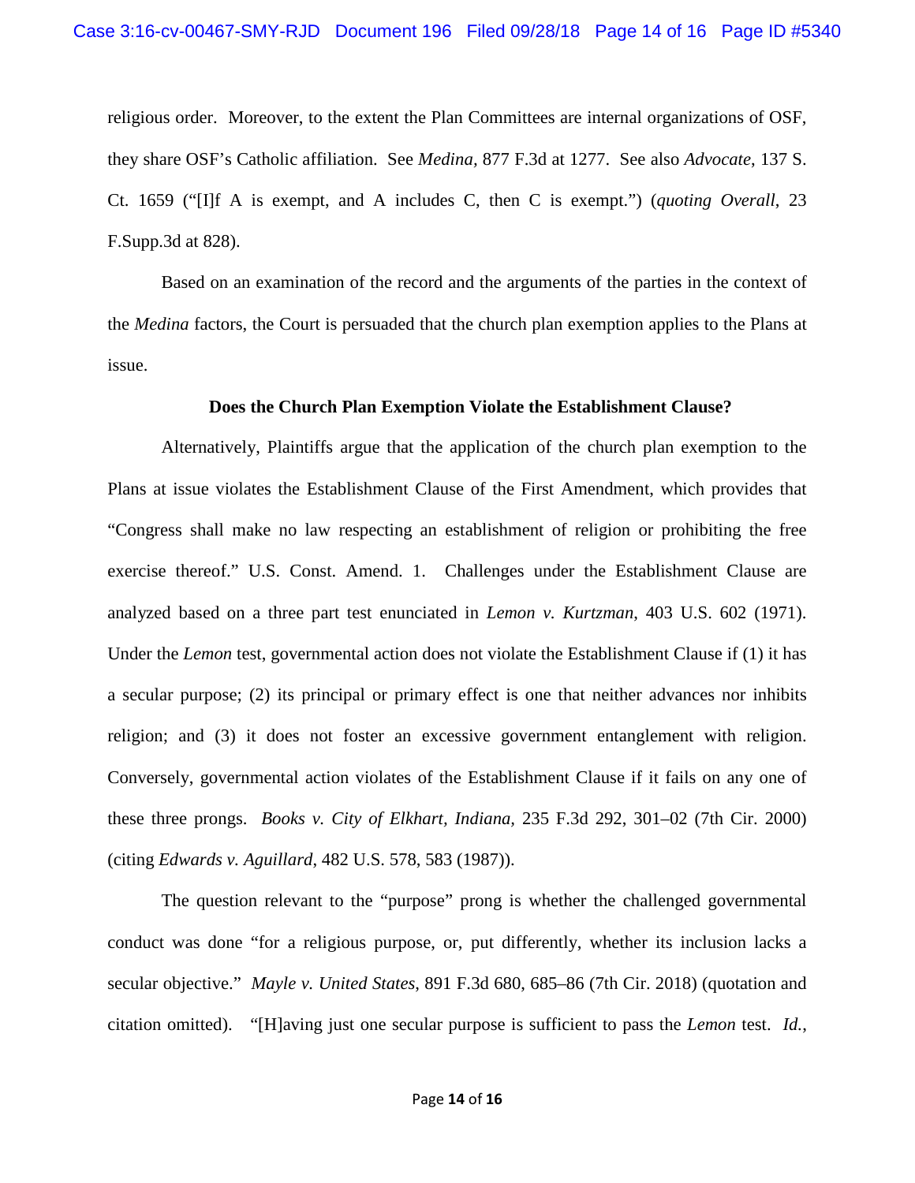religious order. Moreover, to the extent the Plan Committees are internal organizations of OSF, they share OSF's Catholic affiliation. See *Medina*, 877 F.3d at 1277. See also *Advocate*, 137 S. Ct. 1659 ("[I]f A is exempt, and A includes C, then C is exempt.") (*quoting Overall*, 23 F.Supp.3d at 828).

Based on an examination of the record and the arguments of the parties in the context of the *Medina* factors, the Court is persuaded that the church plan exemption applies to the Plans at issue.

**Does the Church Plan Exemption Violate the Establishment Clause?**

Alternatively, Plaintiffs argue that the application of the church plan exemption to the Plans at issue violates the Establishment Clause of the First Amendment, which provides that "Congress shall make no law respecting an establishment of religion or prohibiting the free exercise thereof." U.S. Const. Amend. 1. Challenges under the Establishment Clause are analyzed based on a three part test enunciated in *Lemon v. Kurtzman,* 403 U.S. 602 (1971). Under the *Lemon* test, governmental action does not violate the Establishment Clause if (1) it has a secular purpose; (2) its principal or primary effect is one that neither advances nor inhibits religion; and (3) it does not foster an excessive government entanglement with religion. Conversely, governmental action violates of the Establishment Clause if it fails on any one of these three prongs. *Books v. City of Elkhart, Indiana*, 235 F.3d 292, 301–02 (7th Cir. 2000) (citing *Edwards v. Aguillard*, 482 U.S. 578, 583 (1987)).

The question relevant to the "purpose" prong is whether the challenged governmental conduct was done "for a religious purpose, or, put differently, whether its inclusion lacks a secular objective." *Mayle v. United States*, 891 F.3d 680, 685–86 (7th Cir. 2018) (quotation and citation omitted). "[H]aving just one secular purpose is sufficient to pass the *Lemon* test. *Id.*,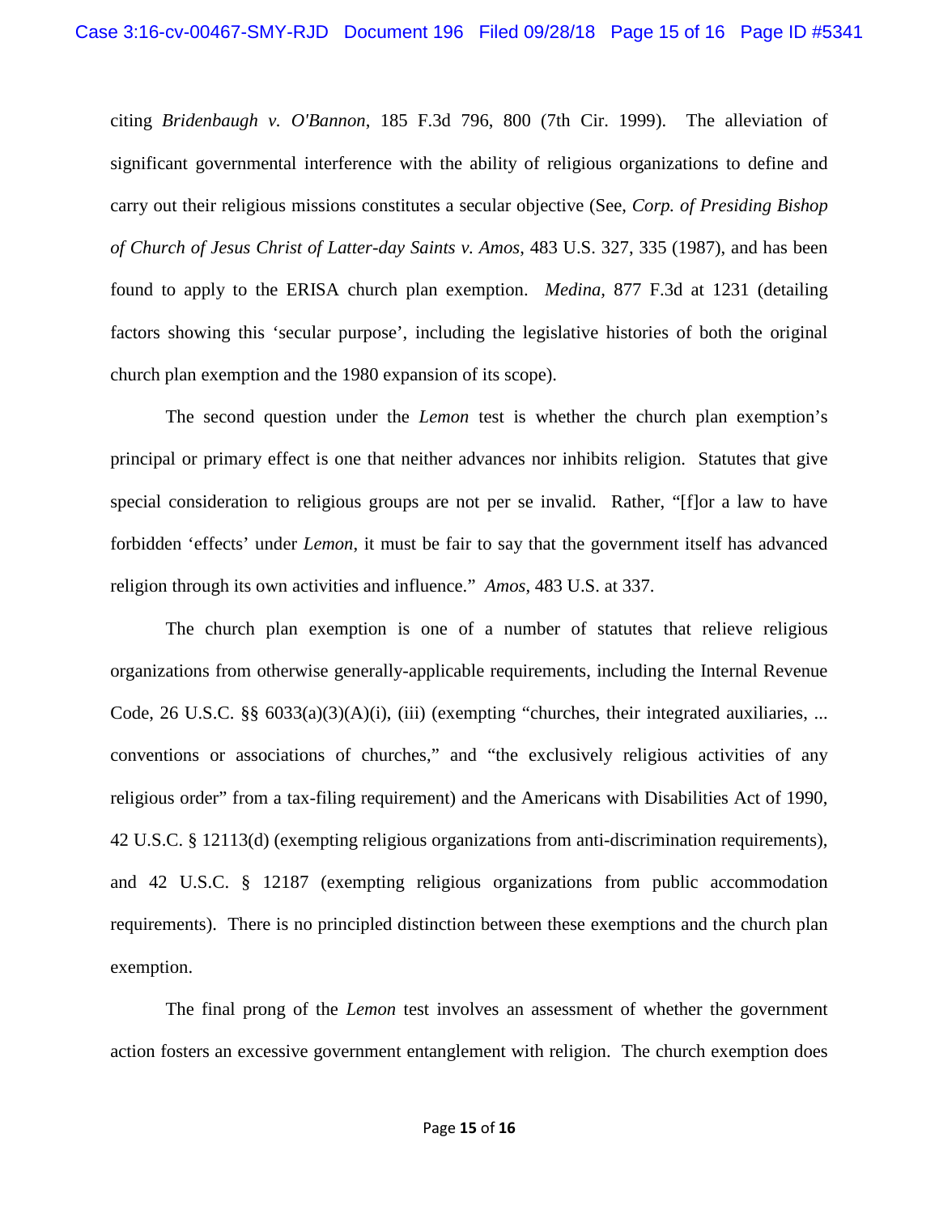citing *Bridenbaugh v. O'Bannon*, 185 F.3d 796, 800 (7th Cir. 1999). The alleviation of significant governmental interference with the ability of religious organizations to define and carry out their religious missions constitutes a secular objective (See, *Corp. of Presiding Bishop of Church of Jesus Christ of Latter-day Saints v. Amos*, 483 U.S. 327, 335 (1987), and has been found to apply to the ERISA church plan exemption. *Medina*, 877 F.3d at 1231 (detailing factors showing this 'secular purpose', including the legislative histories of both the original church plan exemption and the 1980 expansion of its scope).

The second question under the *Lemon* test is whether the church plan exemption's principal or primary effect is one that neither advances nor inhibits religion. Statutes that give special consideration to religious groups are not per se invalid. Rather, "[f]or a law to have forbidden 'effects' under *Lemon*, it must be fair to say that the government itself has advanced religion through its own activities and influence." *Amos*, 483 U.S. at 337.

The church plan exemption is one of a number of statutes that relieve religious organizations from otherwise generally-applicable requirements, including the Internal Revenue Code, 26 U.S.C. §§ 6033(a)(3)(A)(i), (iii) (exempting "churches, their integrated auxiliaries, ... conventions or associations of churches," and "the exclusively religious activities of any religious order" from a tax-filing requirement) and the Americans with Disabilities Act of 1990, 42 U.S.C. § 12113(d) (exempting religious organizations from anti-discrimination requirements), and 42 U.S.C. § 12187 (exempting religious organizations from public accommodation requirements). There is no principled distinction between these exemptions and the church plan exemption.

The final prong of the *Lemon* test involves an assessment of whether the government action fosters an excessive government entanglement with religion. The church exemption does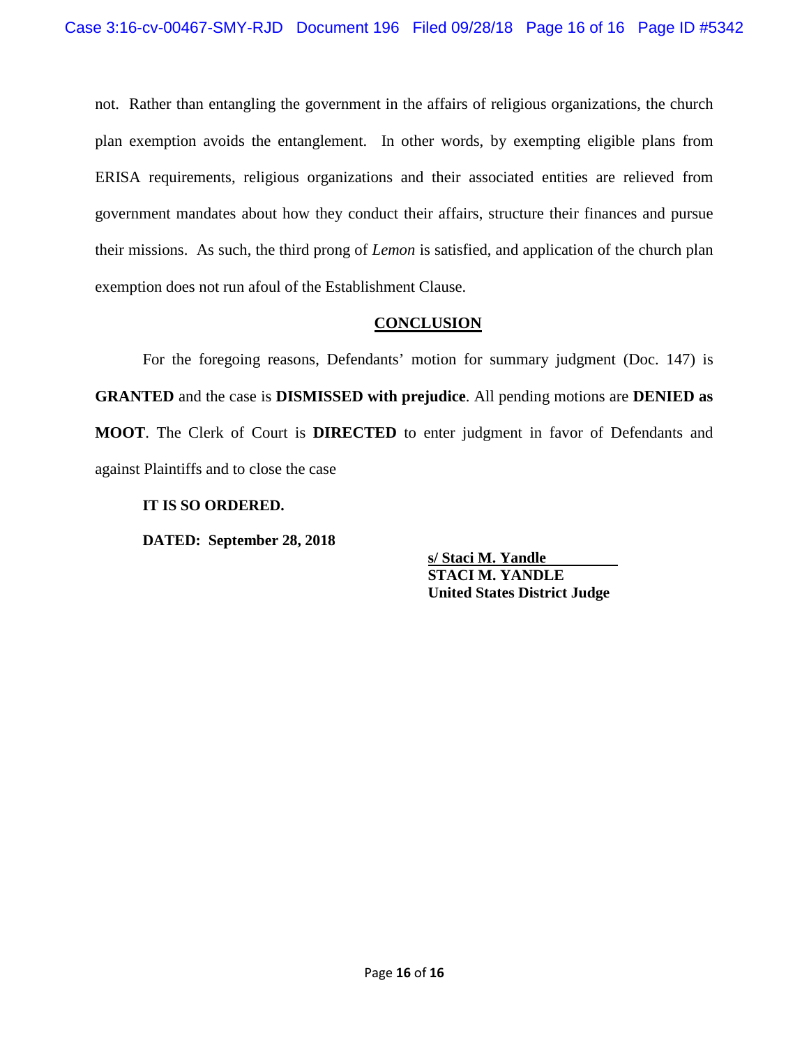not. Rather than entangling the government in the affairs of religious organizations, the church plan exemption avoids the entanglement. In other words, by exempting eligible plans from ERISA requirements, religious organizations and their associated entities are relieved from government mandates about how they conduct their affairs, structure their finances and pursue their missions. As such, the third prong of *Lemon* is satisfied, and application of the church plan exemption does not run afoul of the Establishment Clause.

## CONCLUSION

For the foregoing reasons, Defendants' motion for summary judgment (Doc. 147) is **GRANTED** and the case is **DISMISSED with prejudice**. All pending motions are **DENIED as MOOT**. The Clerk of Court is **DIRECTED** to enter judgment in favor of Defendants and against Plaintiffs and to close the case

**IT IS SO ORDERED.**

**DATED: September 28, 2018**

**s/ Staci M. Yandle**
**STACI M. YANDLE**
**United States District Judge**